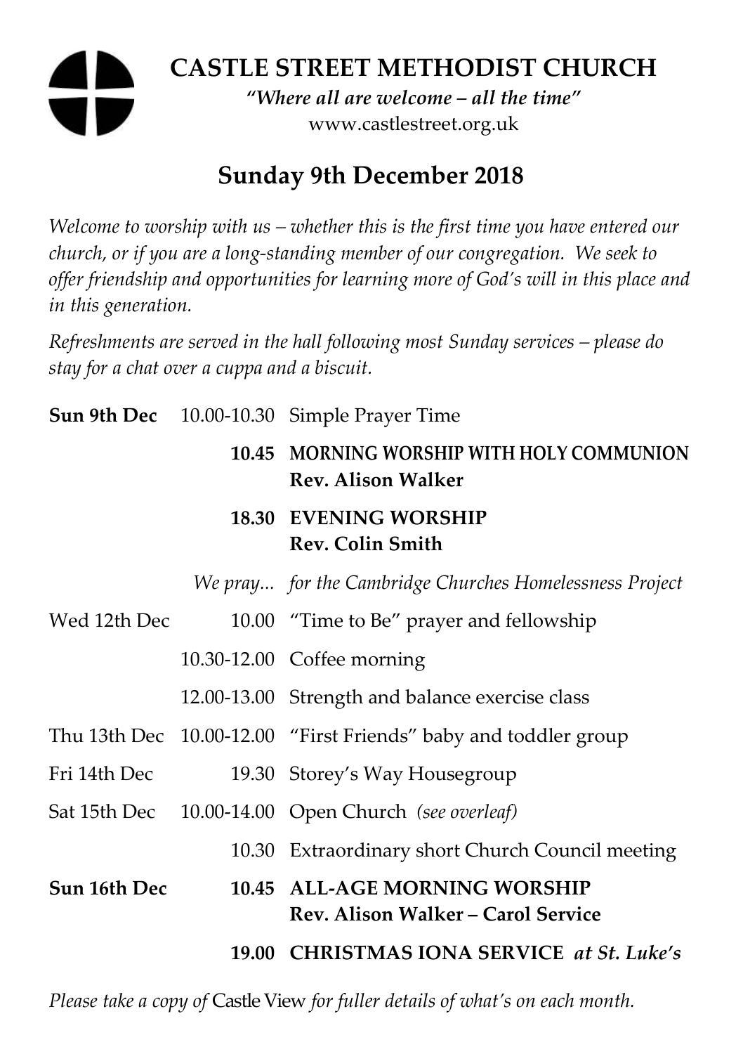# CASTLE STREET METHODIST CHURCH

*"Where all are welcome – all the time"*

www.castlestreet.org.uk

## Sunday 9th December 2018

*Welcome to worship with us – whether this is the first time you have entered our church, or if you are a long-standing member of our congregation. We seek to offer friendship and opportunities for learning more of God's will in this place and in this generation.*

*Refreshments are served in the hall following most Sunday services – please do stay for a chat over a cuppa and a biscuit.*

| | | |
|---|---|---|
| **Sun 9th Dec** | 10.00-10.30 | Simple Prayer Time |
| | **10.45** | **MORNING WORSHIP WITH HOLY COMMUNION Rev. Alison Walker** |
| | **18.30** | **EVENING WORSHIP Rev. Colin Smith** |
| | *We pray...* | *for the Cambridge Churches Homelessness Project* |
| Wed 12th Dec | 10.00 | "Time to Be" prayer and fellowship |
| | 10.30-12.00 | Coffee morning |
| | 12.00-13.00 | Strength and balance exercise class |
| Thu 13th Dec | 10.00-12.00 | "First Friends" baby and toddler group |
| Fri 14th Dec | 19.30 | Storey's Way Housegroup |
| Sat 15th Dec | 10.00-14.00 | Open Church *(see overleaf)* |
| | 10.30 | Extraordinary short Church Council meeting |
| **Sun 16th Dec** | **10.45** | **ALL-AGE MORNING WORSHIP Rev. Alison Walker – Carol Service** |
| | **19.00** | **CHRISTMAS IONA SERVICE** ***at St. Luke's*** |

*Please take a copy of* Castle View *for fuller details of what's on each month.*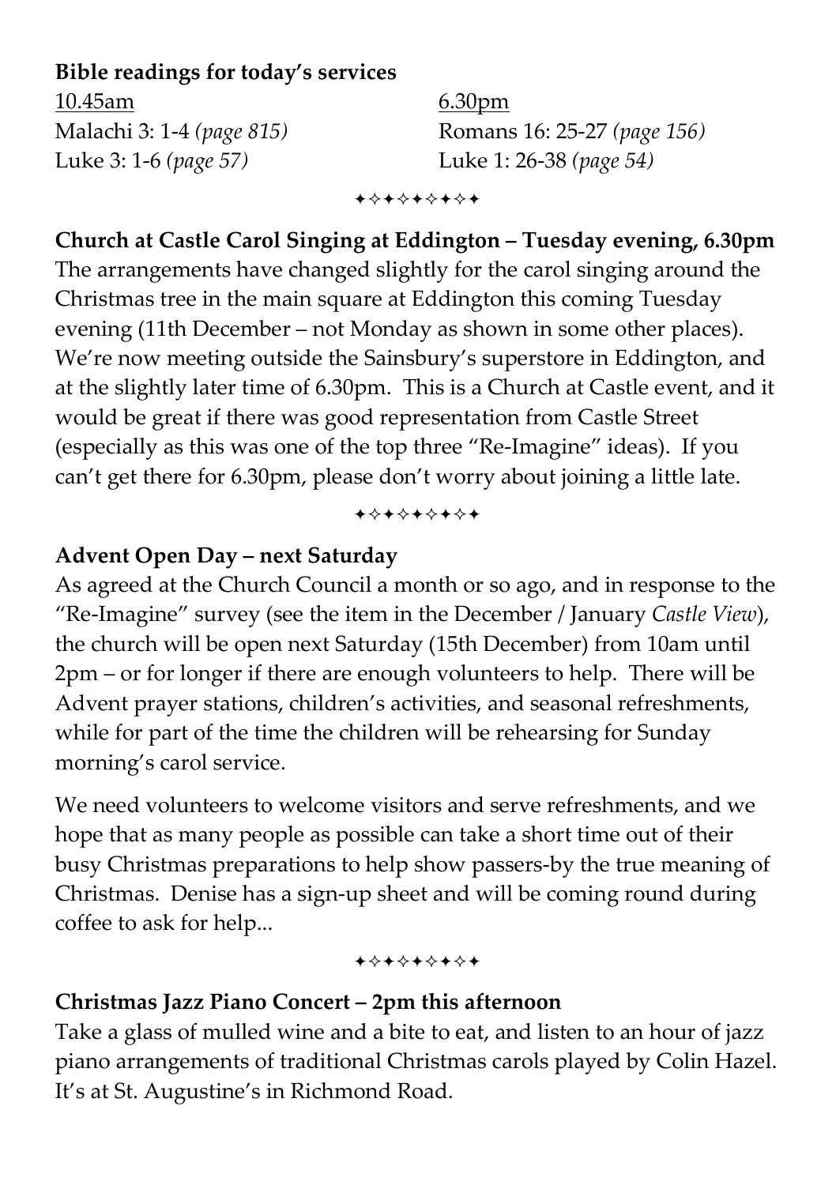**Bible readings for today's services**

10.45am
Malachi 3: 1-4 *(page 815)*
Luke 3: 1-6 *(page 57)*

6.30pm
Romans 16: 25-27 *(page 156)*
Luke 1: 26-38 *(page 54)*

✦✧✦✧✦✧✦✧✦

**Church at Castle Carol Singing at Eddington – Tuesday evening, 6.30pm**

The arrangements have changed slightly for the carol singing around the Christmas tree in the main square at Eddington this coming Tuesday evening (11th December – not Monday as shown in some other places). We're now meeting outside the Sainsbury's superstore in Eddington, and at the slightly later time of 6.30pm. This is a Church at Castle event, and it would be great if there was good representation from Castle Street (especially as this was one of the top three "Re-Imagine" ideas). If you can't get there for 6.30pm, please don't worry about joining a little late.

✦✧✦✧✦✧✦✧✦

**Advent Open Day – next Saturday**

As agreed at the Church Council a month or so ago, and in response to the "Re-Imagine" survey (see the item in the December / January *Castle View*), the church will be open next Saturday (15th December) from 10am until 2pm – or for longer if there are enough volunteers to help. There will be Advent prayer stations, children's activities, and seasonal refreshments, while for part of the time the children will be rehearsing for Sunday morning's carol service.

We need volunteers to welcome visitors and serve refreshments, and we hope that as many people as possible can take a short time out of their busy Christmas preparations to help show passers-by the true meaning of Christmas. Denise has a sign-up sheet and will be coming round during coffee to ask for help...

✦✧✦✧✦✧✦✧✦

**Christmas Jazz Piano Concert – 2pm this afternoon**

Take a glass of mulled wine and a bite to eat, and listen to an hour of jazz piano arrangements of traditional Christmas carols played by Colin Hazel. It's at St. Augustine's in Richmond Road.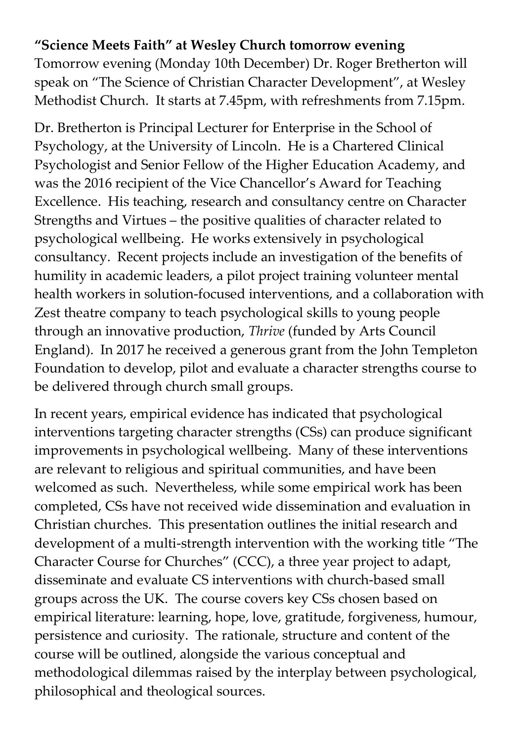**"Science Meets Faith" at Wesley Church tomorrow evening**
Tomorrow evening (Monday 10th December) Dr. Roger Bretherton will speak on "The Science of Christian Character Development", at Wesley Methodist Church. It starts at 7.45pm, with refreshments from 7.15pm.

Dr. Bretherton is Principal Lecturer for Enterprise in the School of Psychology, at the University of Lincoln. He is a Chartered Clinical Psychologist and Senior Fellow of the Higher Education Academy, and was the 2016 recipient of the Vice Chancellor's Award for Teaching Excellence. His teaching, research and consultancy centre on Character Strengths and Virtues – the positive qualities of character related to psychological wellbeing. He works extensively in psychological consultancy. Recent projects include an investigation of the benefits of humility in academic leaders, a pilot project training volunteer mental health workers in solution-focused interventions, and a collaboration with Zest theatre company to teach psychological skills to young people through an innovative production, *Thrive* (funded by Arts Council England). In 2017 he received a generous grant from the John Templeton Foundation to develop, pilot and evaluate a character strengths course to be delivered through church small groups.

In recent years, empirical evidence has indicated that psychological interventions targeting character strengths (CSs) can produce significant improvements in psychological wellbeing. Many of these interventions are relevant to religious and spiritual communities, and have been welcomed as such. Nevertheless, while some empirical work has been completed, CSs have not received wide dissemination and evaluation in Christian churches. This presentation outlines the initial research and development of a multi-strength intervention with the working title "The Character Course for Churches" (CCC), a three year project to adapt, disseminate and evaluate CS interventions with church-based small groups across the UK. The course covers key CSs chosen based on empirical literature: learning, hope, love, gratitude, forgiveness, humour, persistence and curiosity. The rationale, structure and content of the course will be outlined, alongside the various conceptual and methodological dilemmas raised by the interplay between psychological, philosophical and theological sources.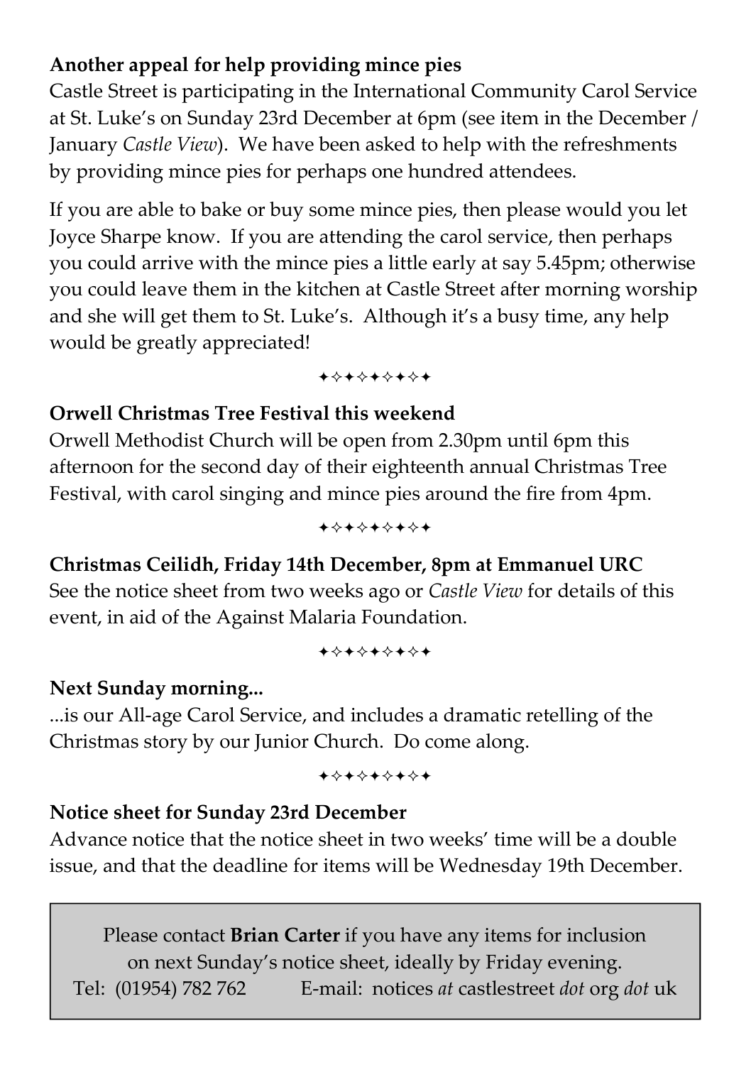**Another appeal for help providing mince pies**

Castle Street is participating in the International Community Carol Service at St. Luke's on Sunday 23rd December at 6pm (see item in the December / January *Castle View*). We have been asked to help with the refreshments by providing mince pies for perhaps one hundred attendees.

If you are able to bake or buy some mince pies, then please would you let Joyce Sharpe know. If you are attending the carol service, then perhaps you could arrive with the mince pies a little early at say 5.45pm; otherwise you could leave them in the kitchen at Castle Street after morning worship and she will get them to St. Luke's. Although it's a busy time, any help would be greatly appreciated!

✦✧✦✧✦✧✦✧✦

**Orwell Christmas Tree Festival this weekend**

Orwell Methodist Church will be open from 2.30pm until 6pm this afternoon for the second day of their eighteenth annual Christmas Tree Festival, with carol singing and mince pies around the fire from 4pm.

✦✧✦✧✦✧✦✧✦

**Christmas Ceilidh, Friday 14th December, 8pm at Emmanuel URC**

See the notice sheet from two weeks ago or *Castle View* for details of this event, in aid of the Against Malaria Foundation.

✦✧✦✧✦✧✦✧✦

**Next Sunday morning...**

...is our All-age Carol Service, and includes a dramatic retelling of the Christmas story by our Junior Church. Do come along.

✦✧✦✧✦✧✦✧✦

**Notice sheet for Sunday 23rd December**

Advance notice that the notice sheet in two weeks' time will be a double issue, and that the deadline for items will be Wednesday 19th December.

Please contact **Brian Carter** if you have any items for inclusion on next Sunday's notice sheet, ideally by Friday evening.
Tel: (01954) 782 762 E-mail: notices *at* castlestreet *dot* org *dot* uk